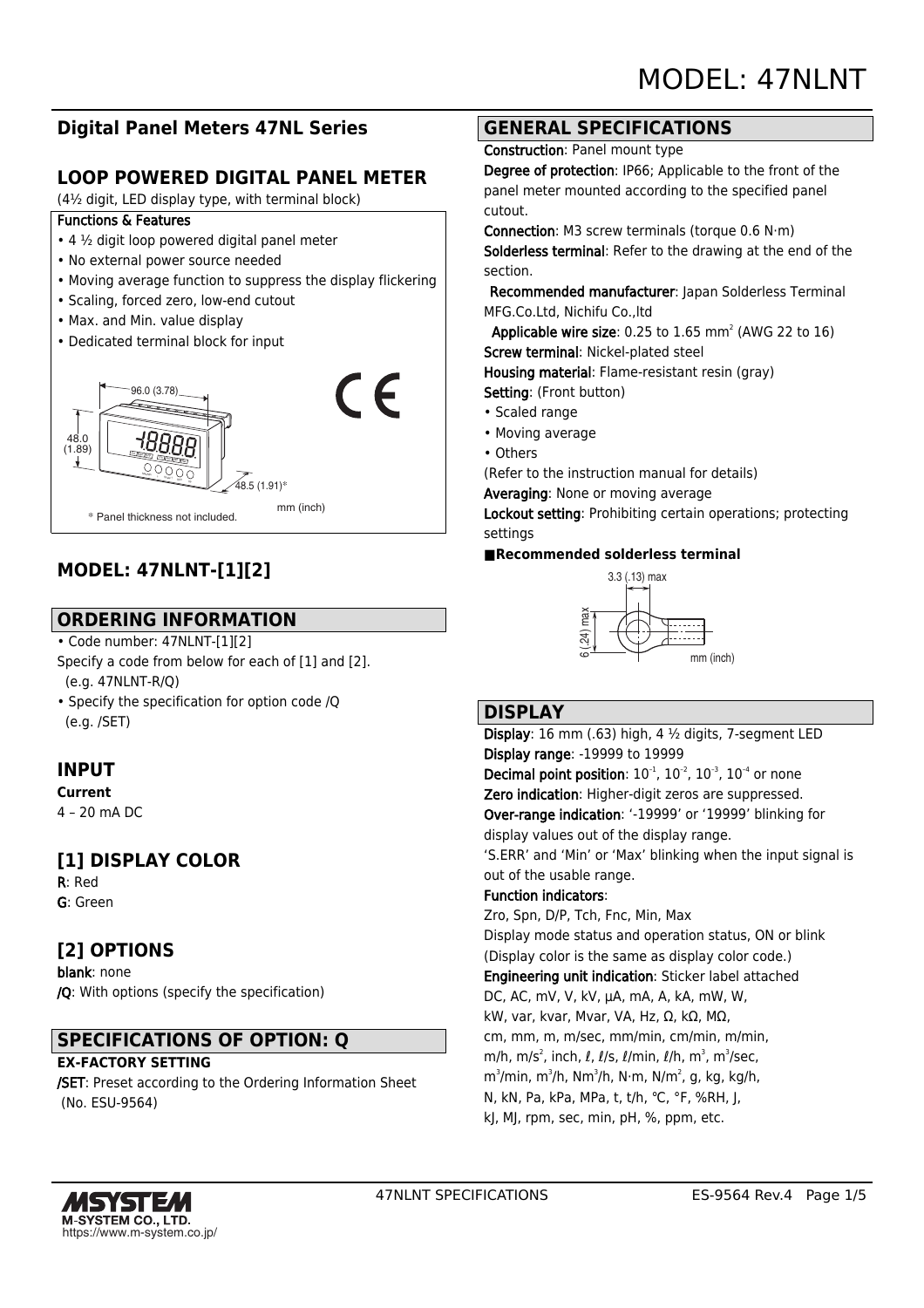# MODEL: 47NLNT

## Digital Panel Meters 47NL Series

## LOOP POWERED DIGITAL PANEL METER

(4½ digit, LED display type, with terminal block)

**Functions & Features**

- 4 ½ digit loop powered digital panel meter
- No external power source needed
- Moving average function to suppress the display flickering
- Scaling, forced zero, low-end cutout
- Max. and Min. value display
- Dedicated terminal block for input

96.0 (3.78)

48.0 (1.89)

48.5 (1.91)*

mm (inch)

* Panel thickness not included.

## MODEL: 47NLNT-[1][2]

## ORDERING INFORMATION

- Code number: 47NLNT-[1][2]

Specify a code from below for each of [1] and [2].
(e.g. 47NLNT-R/Q)

- Specify the specification for option code /Q
(e.g. /SET)

## INPUT

**Current**

4 – 20 mA DC

## [1] DISPLAY COLOR

**R**: Red

**G**: Green

## [2] OPTIONS

**blank**: none

**/Q**: With options (specify the specification)

## SPECIFICATIONS OF OPTION: Q

**EX-FACTORY SETTING**

**/SET**: Preset according to the Ordering Information Sheet (No. ESU-9564)

## GENERAL SPECIFICATIONS

**Construction**: Panel mount type

**Degree of protection**: IP66; Applicable to the front of the panel meter mounted according to the specified panel cutout.

**Connection**: M3 screw terminals (torque 0.6 N·m)

**Solderless terminal**: Refer to the drawing at the end of the section.

**Recommended manufacturer**: Japan Solderless Terminal MFG.Co.Ltd, Nichifu Co.,ltd

**Applicable wire size**: 0.25 to 1.65 mm$^2$ (AWG 22 to 16)

**Screw terminal**: Nickel-plated steel

**Housing material**: Flame-resistant resin (gray)

**Setting**: (Front button)

- Scaled range
- Moving average
- Others

(Refer to the instruction manual for details)

**Averaging**: None or moving average

**Lockout setting**: Prohibiting certain operations; protecting settings

■ **Recommended solderless terminal**

3.3 (.13) max

6 (.24) max

mm (inch)

## DISPLAY

**Display**: 16 mm (.63) high, 4 ½ digits, 7-segment LED

**Display range**: -19999 to 19999

**Decimal point position**: $10^{-1}$, $10^{-2}$, $10^{-3}$, $10^{-4}$ or none

**Zero indication**: Higher-digit zeros are suppressed.

**Over-range indication**: '-19999' or '19999' blinking for display values out of the display range.

'S.ERR' and 'Min' or 'Max' blinking when the input signal is out of the usable range.

**Function indicators**:

Zro, Spn, D/P, Tch, Fnc, Min, Max

Display mode status and operation status, ON or blink (Display color is the same as display color code.)

**Engineering unit indication**: Sticker label attached

DC, AC, mV, V, kV, μA, mA, A, kA, mW, W, kW, var, kvar, Mvar, VA, Hz, Ω, kΩ, MΩ, cm, mm, m, m/sec, mm/min, cm/min, m/min, m/h, m/s$^2$, inch, ℓ, ℓ/s, ℓ/min, ℓ/h, m$^3$, m$^3$/sec, m$^3$/min, m$^3$/h, Nm$^3$/h, N·m, N/m$^2$, g, kg, kg/h, N, kN, Pa, kPa, MPa, t, t/h, °C, °F, %RH, J, kJ, MJ, rpm, sec, min, pH, %, ppm, etc.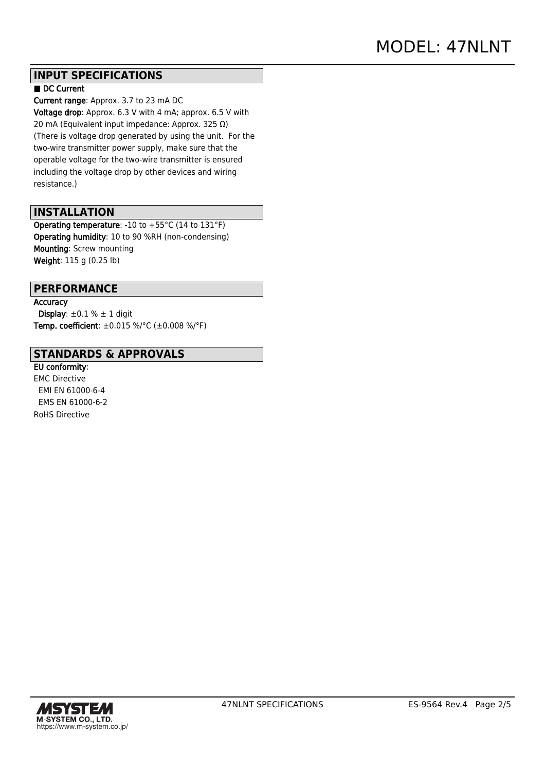## INPUT SPECIFICATIONS

■ **DC Current**

**Current range**: Approx. 3.7 to 23 mA DC

**Voltage drop**: Approx. 6.3 V with 4 mA; approx. 6.5 V with 20 mA (Equivalent input impedance: Approx. 325 Ω)
(There is voltage drop generated by using the unit. For the two-wire transmitter power supply, make sure that the operable voltage for the two-wire transmitter is ensured including the voltage drop by other devices and wiring resistance.)

## INSTALLATION

**Operating temperature**: -10 to +55°C (14 to 131°F)
**Operating humidity**: 10 to 90 %RH (non-condensing)
**Mounting**: Screw mounting
**Weight**: 115 g (0.25 lb)

## PERFORMANCE

**Accuracy**
  **Display**: ±0.1 % ± 1 digit
**Temp. coefficient**: ±0.015 %/°C (±0.008 %/°F)

## STANDARDS & APPROVALS

**EU conformity**:
EMC Directive
  EMI EN 61000-6-4
  EMS EN 61000-6-2
RoHS Directive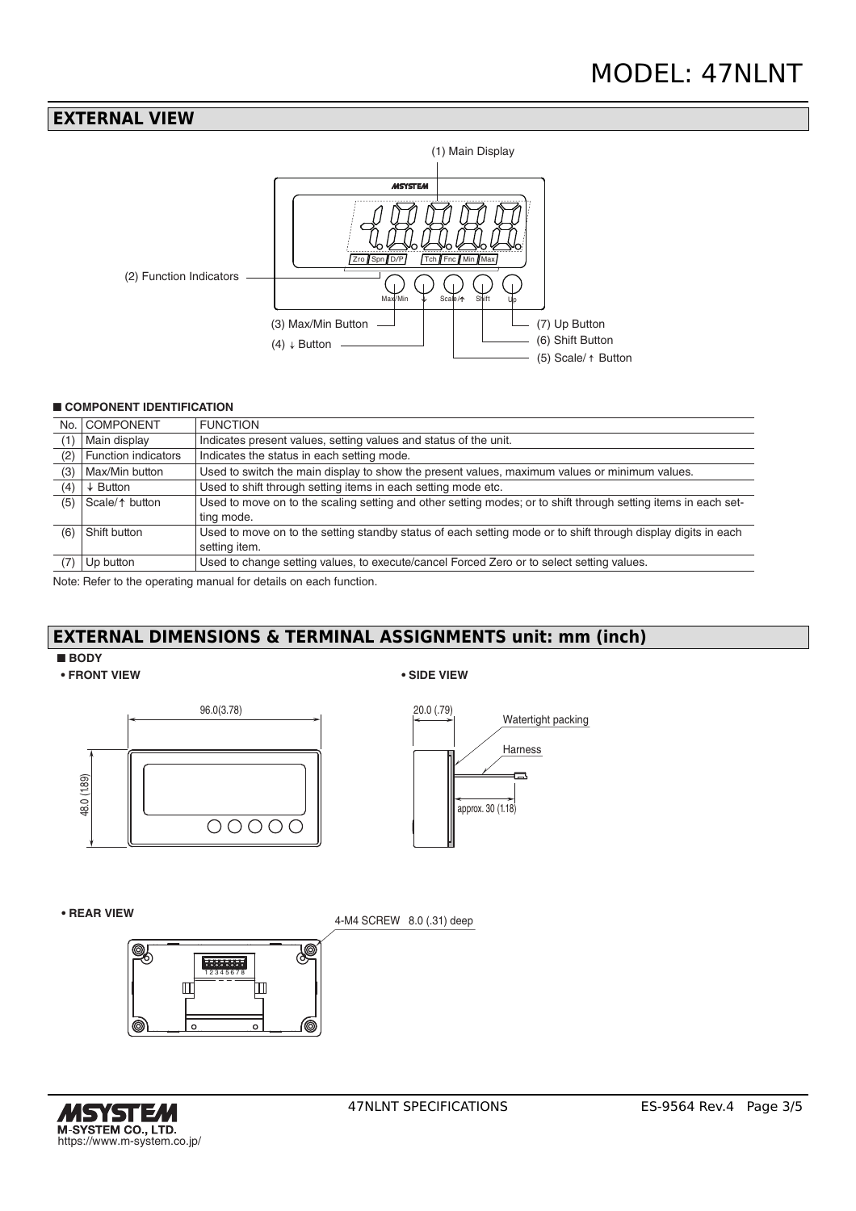## EXTERNAL VIEW

(1) Main Display

(2) Function Indicators

(3) Max/Min Button

(4) ↓ Button

(5) Scale/↑ Button

(6) Shift Button

(7) Up Button

### ■ COMPONENT IDENTIFICATION

| No. | COMPONENT | FUNCTION |
|---|---|---|
| (1) | Main display | Indicates present values, setting values and status of the unit. |
| (2) | Function indicators | Indicates the status in each setting mode. |
| (3) | Max/Min button | Used to switch the main display to show the present values, maximum values or minimum values. |
| (4) | ↓ Button | Used to shift through setting items in each setting mode etc. |
| (5) | Scale/↑ button | Used to move on to the scaling setting and other setting modes; or to shift through setting items in each setting mode. |
| (6) | Shift button | Used to move on to the setting standby status of each setting mode or to shift through display digits in each setting item. |
| (7) | Up button | Used to change setting values, to execute/cancel Forced Zero or to select setting values. |

Note: Refer to the operating manual for details on each function.

## EXTERNAL DIMENSIONS & TERMINAL ASSIGNMENTS unit: mm (inch)

### ■ BODY

**• FRONT VIEW**

96.0(3.78)

48.0 (1.89)

**• SIDE VIEW**

20.0 (.79)

Watertight packing

Harness

approx. 30 (1.18)

**• REAR VIEW**

4-M4 SCREW 8.0 (.31) deep

1 2 3 4 5 6 7 8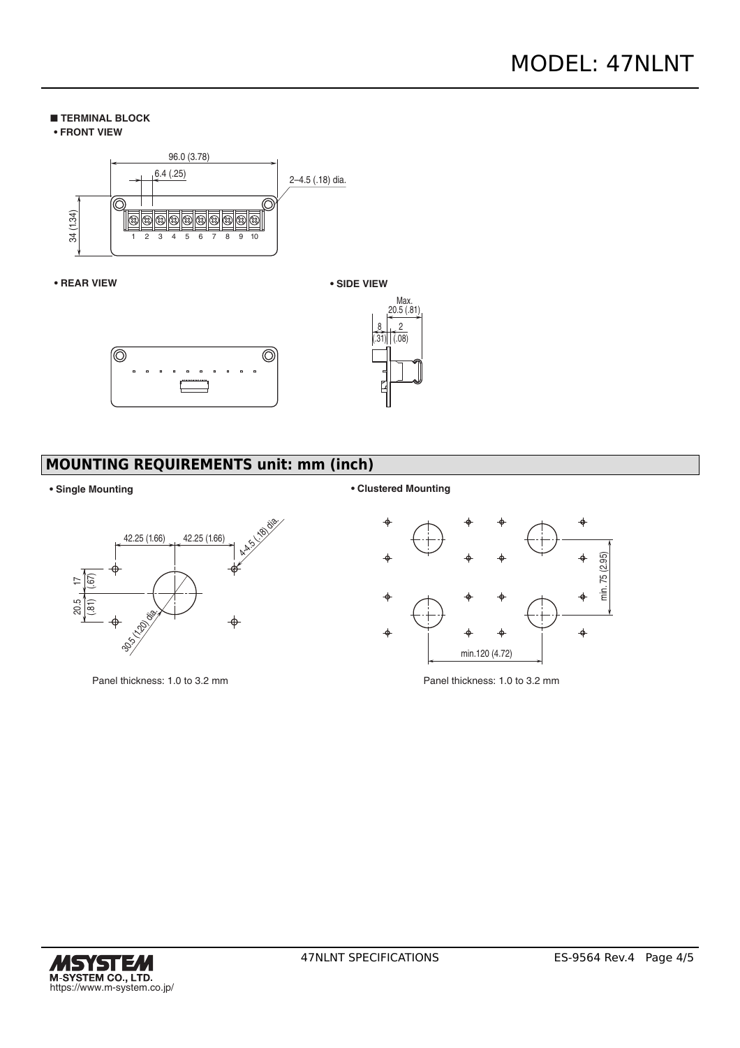■ **TERMINAL BLOCK**

**• FRONT VIEW**

96.0 (3.78)

6.4 (.25)

2–4.5 (.18) dia.

34 (1.34)

1 2 3 4 5 6 7 8 9 10

**• REAR VIEW**

**• SIDE VIEW**

Max. 20.5 (.81)

8 (.31)

2 (.08)

## MOUNTING REQUIREMENTS unit: mm (inch)

**• Single Mounting**

42.25 (1.66) 42.25 (1.66)

4-4.5 (.18) dia.

17 (.67)

20.5 (.81)

30.5 (1.20) dia.

Panel thickness: 1.0 to 3.2 mm

**• Clustered Mounting**

min. 75 (2.95)

min.120 (4.72)

Panel thickness: 1.0 to 3.2 mm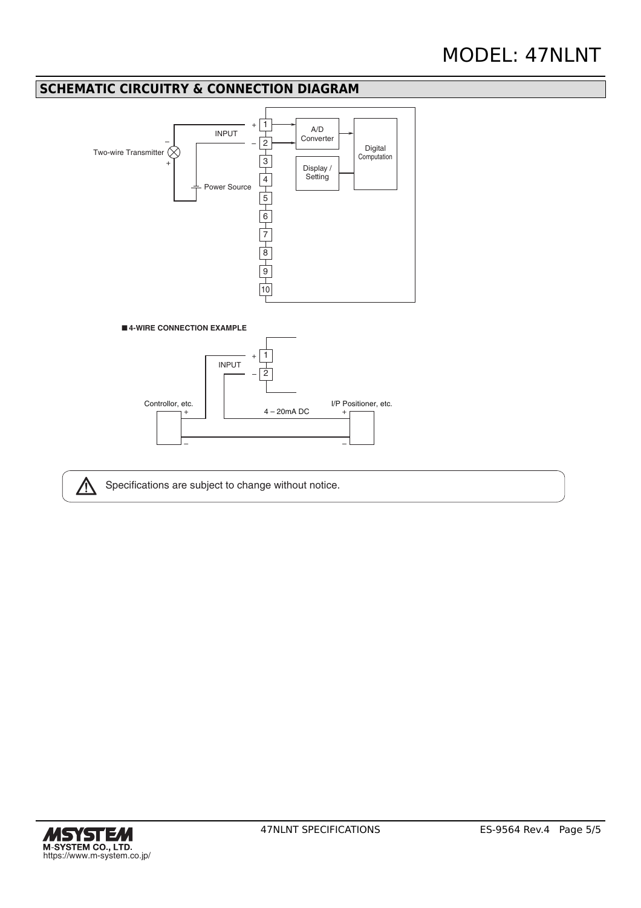## SCHEMATIC CIRCUITRY & CONNECTION DIAGRAM

Two-wire Transmitter
INPUT
Power Source
+
–
1
2
3
4
5
6
7
8
9
10
A/D Converter
Display / Setting
Digital Computation

■ 4-WIRE CONNECTION EXAMPLE

INPUT
+
–
1
2
Controllor, etc.
4 – 20mA DC
I/P Positioner, etc.

⚠ Specifications are subject to change without notice.

M-SYSTEM CO., LTD.
https://www.m-system.co.jp/